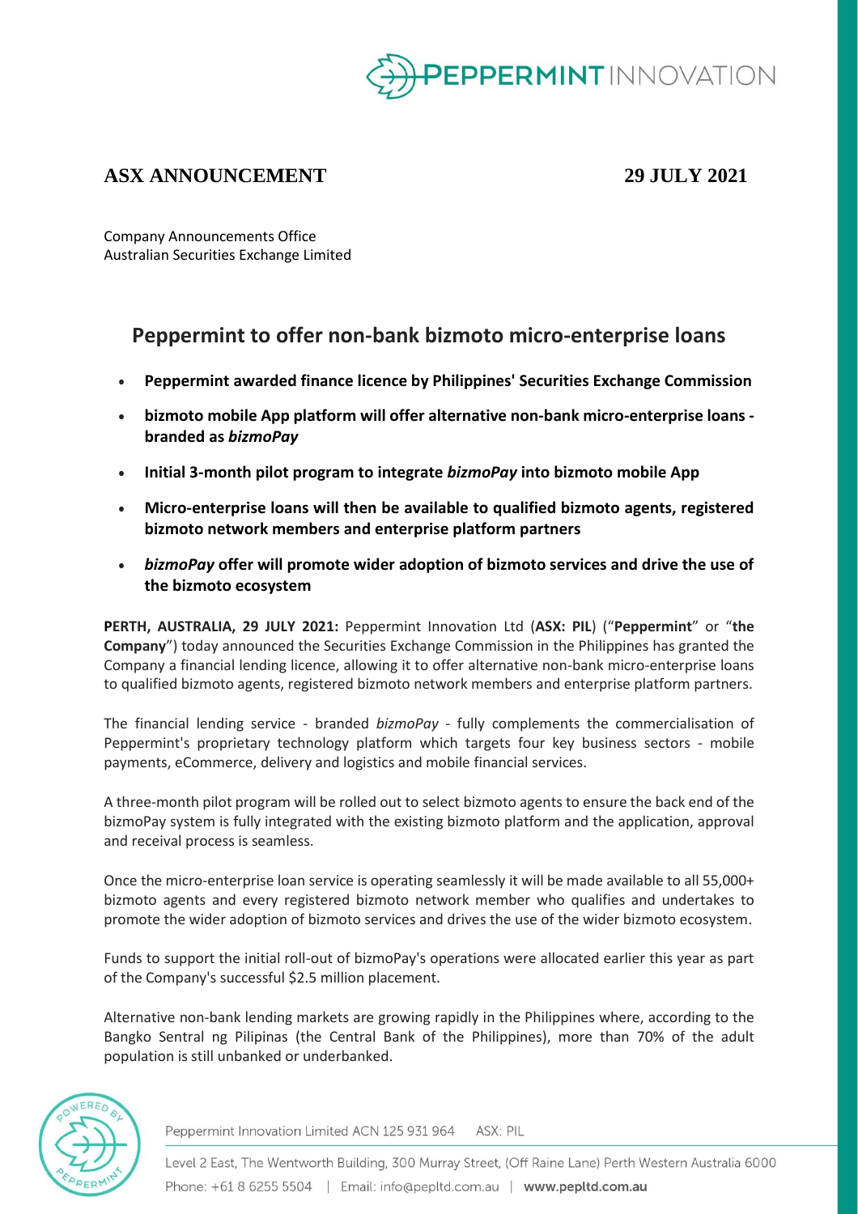**ASX ANNOUNCEMENT** **29 JULY 2021**

Company Announcements Office
Australian Securities Exchange Limited

# Peppermint to offer non-bank bizmoto micro-enterprise loans

- **Peppermint awarded finance licence by Philippines' Securities Exchange Commission**
- **bizmoto mobile App platform will offer alternative non-bank micro-enterprise loans - branded as *bizmoPay***
- **Initial 3-month pilot program to integrate *bizmoPay* into bizmoto mobile App**
- **Micro-enterprise loans will then be available to qualified bizmoto agents, registered bizmoto network members and enterprise platform partners**
- ***bizmoPay* offer will promote wider adoption of bizmoto services and drive the use of the bizmoto ecosystem**

**PERTH, AUSTRALIA, 29 JULY 2021:** Peppermint Innovation Ltd (**ASX: PIL**) ("**Peppermint**" or "**the Company**") today announced the Securities Exchange Commission in the Philippines has granted the Company a financial lending licence, allowing it to offer alternative non-bank micro-enterprise loans to qualified bizmoto agents, registered bizmoto network members and enterprise platform partners.

The financial lending service - branded *bizmoPay* - fully complements the commercialisation of Peppermint's proprietary technology platform which targets four key business sectors - mobile payments, eCommerce, delivery and logistics and mobile financial services.

A three-month pilot program will be rolled out to select bizmoto agents to ensure the back end of the bizmoPay system is fully integrated with the existing bizmoto platform and the application, approval and receival process is seamless.

Once the micro-enterprise loan service is operating seamlessly it will be made available to all 55,000+ bizmoto agents and every registered bizmoto network member who qualifies and undertakes to promote the wider adoption of bizmoto services and drives the use of the wider bizmoto ecosystem.

Funds to support the initial roll-out of bizmoPay's operations were allocated earlier this year as part of the Company's successful $2.5 million placement.

Alternative non-bank lending markets are growing rapidly in the Philippines where, according to the Bangko Sentral ng Pilipinas (the Central Bank of the Philippines), more than 70% of the adult population is still unbanked or underbanked.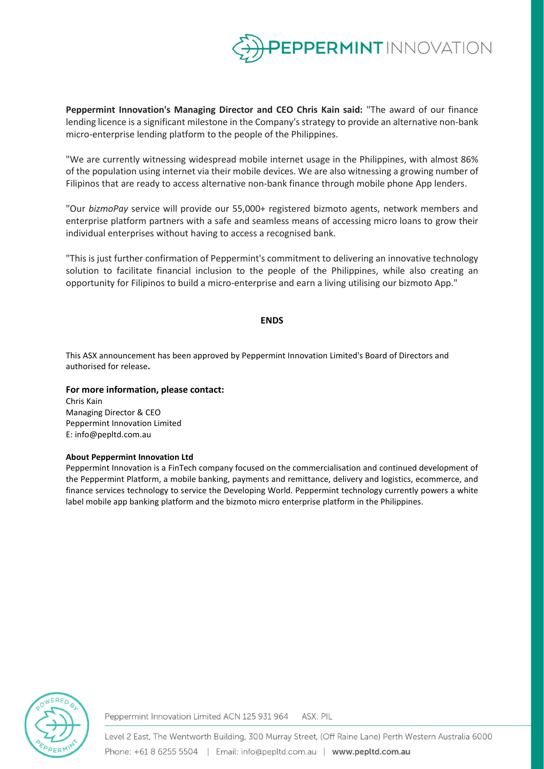**Peppermint Innovation's Managing Director and CEO Chris Kain said:** "The award of our finance lending licence is a significant milestone in the Company's strategy to provide an alternative non-bank micro-enterprise lending platform to the people of the Philippines.

"We are currently witnessing widespread mobile internet usage in the Philippines, with almost 86% of the population using internet via their mobile devices. We are also witnessing a growing number of Filipinos that are ready to access alternative non-bank finance through mobile phone App lenders.

"Our *bizmoPay* service will provide our 55,000+ registered bizmoto agents, network members and enterprise platform partners with a safe and seamless means of accessing micro loans to grow their individual enterprises without having to access a recognised bank.

"This is just further confirmation of Peppermint's commitment to delivering an innovative technology solution to facilitate financial inclusion to the people of the Philippines, while also creating an opportunity for Filipinos to build a micro-enterprise and earn a living utilising our bizmoto App."

**ENDS**

This ASX announcement has been approved by Peppermint Innovation Limited's Board of Directors and authorised for release.

**For more information, please contact:**

Chris Kain
Managing Director & CEO
Peppermint Innovation Limited
E: info@pepltd.com.au

**About Peppermint Innovation Ltd**

Peppermint Innovation is a FinTech company focused on the commercialisation and continued development of the Peppermint Platform, a mobile banking, payments and remittance, delivery and logistics, ecommerce, and finance services technology to service the Developing World. Peppermint technology currently powers a white label mobile app banking platform and the bizmoto micro enterprise platform in the Philippines.